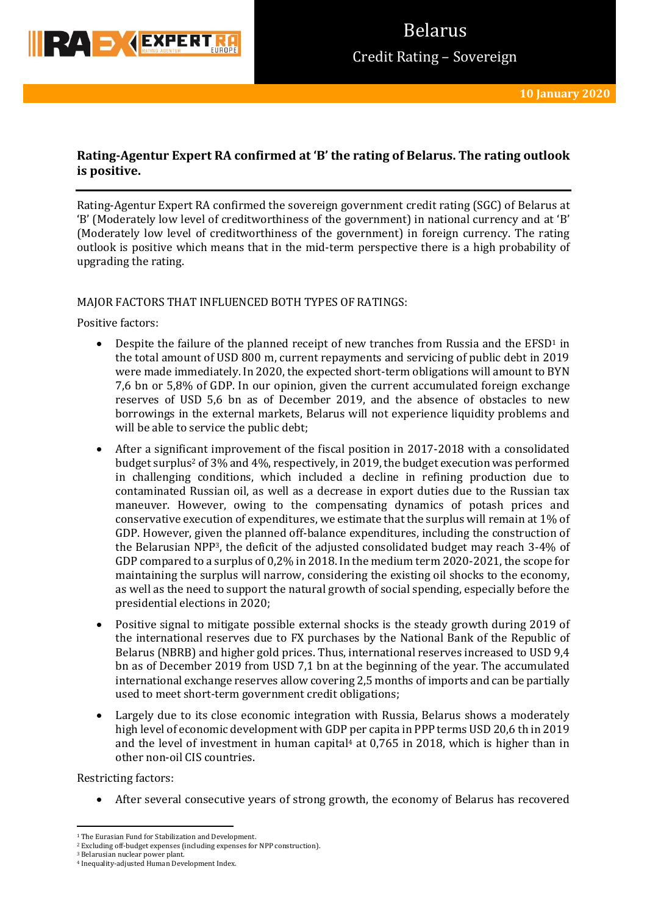# Belarus

## Credit Rating – Sovereign

**10 January 2020**

**Rating-Agentur Expert RA confirmed at 'B' the rating of Belarus. The rating outlook is positive.**

Rating-Agentur Expert RA confirmed the sovereign government credit rating (SGC) of Belarus at 'B' (Moderately low level of creditworthiness of the government) in national currency and at 'B' (Moderately low level of creditworthiness of the government) in foreign currency. The rating outlook is positive which means that in the mid-term perspective there is a high probability of upgrading the rating.

MAJOR FACTORS THAT INFLUENCED BOTH TYPES OF RATINGS:

Positive factors:

- Despite the failure of the planned receipt of new tranches from Russia and the EFSD[1] in the total amount of USD 800 m, current repayments and servicing of public debt in 2019 were made immediately. In 2020, the expected short-term obligations will amount to BYN 7,6 bn or 5,8% of GDP. In our opinion, given the current accumulated foreign exchange reserves of USD 5,6 bn as of December 2019, and the absence of obstacles to new borrowings in the external markets, Belarus will not experience liquidity problems and will be able to service the public debt;
- After a significant improvement of the fiscal position in 2017-2018 with a consolidated budget surplus[2] of 3% and 4%, respectively, in 2019, the budget execution was performed in challenging conditions, which included a decline in refining production due to contaminated Russian oil, as well as a decrease in export duties due to the Russian tax maneuver. However, owing to the compensating dynamics of potash prices and conservative execution of expenditures, we estimate that the surplus will remain at 1% of GDP. However, given the planned off-balance expenditures, including the construction of the Belarusian NPP[3], the deficit of the adjusted consolidated budget may reach 3-4% of GDP compared to a surplus of 0,2% in 2018. In the medium term 2020-2021, the scope for maintaining the surplus will narrow, considering the existing oil shocks to the economy, as well as the need to support the natural growth of social spending, especially before the presidential elections in 2020;
- Positive signal to mitigate possible external shocks is the steady growth during 2019 of the international reserves due to FX purchases by the National Bank of the Republic of Belarus (NBRB) and higher gold prices. Thus, international reserves increased to USD 9,4 bn as of December 2019 from USD 7,1 bn at the beginning of the year. The accumulated international exchange reserves allow covering 2,5 months of imports and can be partially used to meet short-term government credit obligations;
- Largely due to its close economic integration with Russia, Belarus shows a moderately high level of economic development with GDP per capita in PPP terms USD 20,6 th in 2019 and the level of investment in human capital[4] at 0,765 in 2018, which is higher than in other non-oil CIS countries.

Restricting factors:

- After several consecutive years of strong growth, the economy of Belarus has recovered

[1] The Eurasian Fund for Stabilization and Development.
[2] Excluding off-budget expenses (including expenses for NPP construction).
[3] Belarusian nuclear power plant.
[4] Inequality-adjusted Human Development Index.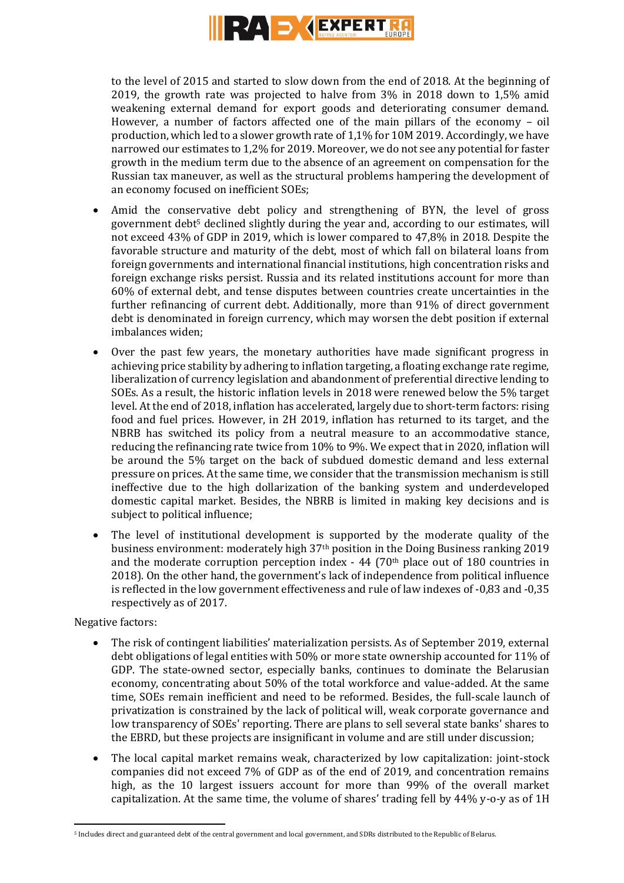to the level of 2015 and started to slow down from the end of 2018. At the beginning of 2019, the growth rate was projected to halve from 3% in 2018 down to 1,5% amid weakening external demand for export goods and deteriorating consumer demand. However, a number of factors affected one of the main pillars of the economy – oil production, which led to a slower growth rate of 1,1% for 10M 2019. Accordingly, we have narrowed our estimates to 1,2% for 2019. Moreover, we do not see any potential for faster growth in the medium term due to the absence of an agreement on compensation for the Russian tax maneuver, as well as the structural problems hampering the development of an economy focused on inefficient SOEs;

- Amid the conservative debt policy and strengthening of BYN, the level of gross government debt[5] declined slightly during the year and, according to our estimates, will not exceed 43% of GDP in 2019, which is lower compared to 47,8% in 2018. Despite the favorable structure and maturity of the debt, most of which fall on bilateral loans from foreign governments and international financial institutions, high concentration risks and foreign exchange risks persist. Russia and its related institutions account for more than 60% of external debt, and tense disputes between countries create uncertainties in the further refinancing of current debt. Additionally, more than 91% of direct government debt is denominated in foreign currency, which may worsen the debt position if external imbalances widen;
- Over the past few years, the monetary authorities have made significant progress in achieving price stability by adhering to inflation targeting, a floating exchange rate regime, liberalization of currency legislation and abandonment of preferential directive lending to SOEs. As a result, the historic inflation levels in 2018 were renewed below the 5% target level. At the end of 2018, inflation has accelerated, largely due to short-term factors: rising food and fuel prices. However, in 2H 2019, inflation has returned to its target, and the NBRB has switched its policy from a neutral measure to an accommodative stance, reducing the refinancing rate twice from 10% to 9%. We expect that in 2020, inflation will be around the 5% target on the back of subdued domestic demand and less external pressure on prices. At the same time, we consider that the transmission mechanism is still ineffective due to the high dollarization of the banking system and underdeveloped domestic capital market. Besides, the NBRB is limited in making key decisions and is subject to political influence;
- The level of institutional development is supported by the moderate quality of the business environment: moderately high 37th position in the Doing Business ranking 2019 and the moderate corruption perception index - 44 (70th place out of 180 countries in 2018). On the other hand, the government's lack of independence from political influence is reflected in the low government effectiveness and rule of law indexes of -0,83 and -0,35 respectively as of 2017.

Negative factors:

- The risk of contingent liabilities' materialization persists. As of September 2019, external debt obligations of legal entities with 50% or more state ownership accounted for 11% of GDP. The state-owned sector, especially banks, continues to dominate the Belarusian economy, concentrating about 50% of the total workforce and value-added. At the same time, SOEs remain inefficient and need to be reformed. Besides, the full-scale launch of privatization is constrained by the lack of political will, weak corporate governance and low transparency of SOEs' reporting. There are plans to sell several state banks' shares to the EBRD, but these projects are insignificant in volume and are still under discussion;
- The local capital market remains weak, characterized by low capitalization: joint-stock companies did not exceed 7% of GDP as of the end of 2019, and concentration remains high, as the 10 largest issuers account for more than 99% of the overall market capitalization. At the same time, the volume of shares' trading fell by 44% y-o-y as of 1H

[5] Includes direct and guaranteed debt of the central government and local government, and SDRs distributed to the Republic of Belarus.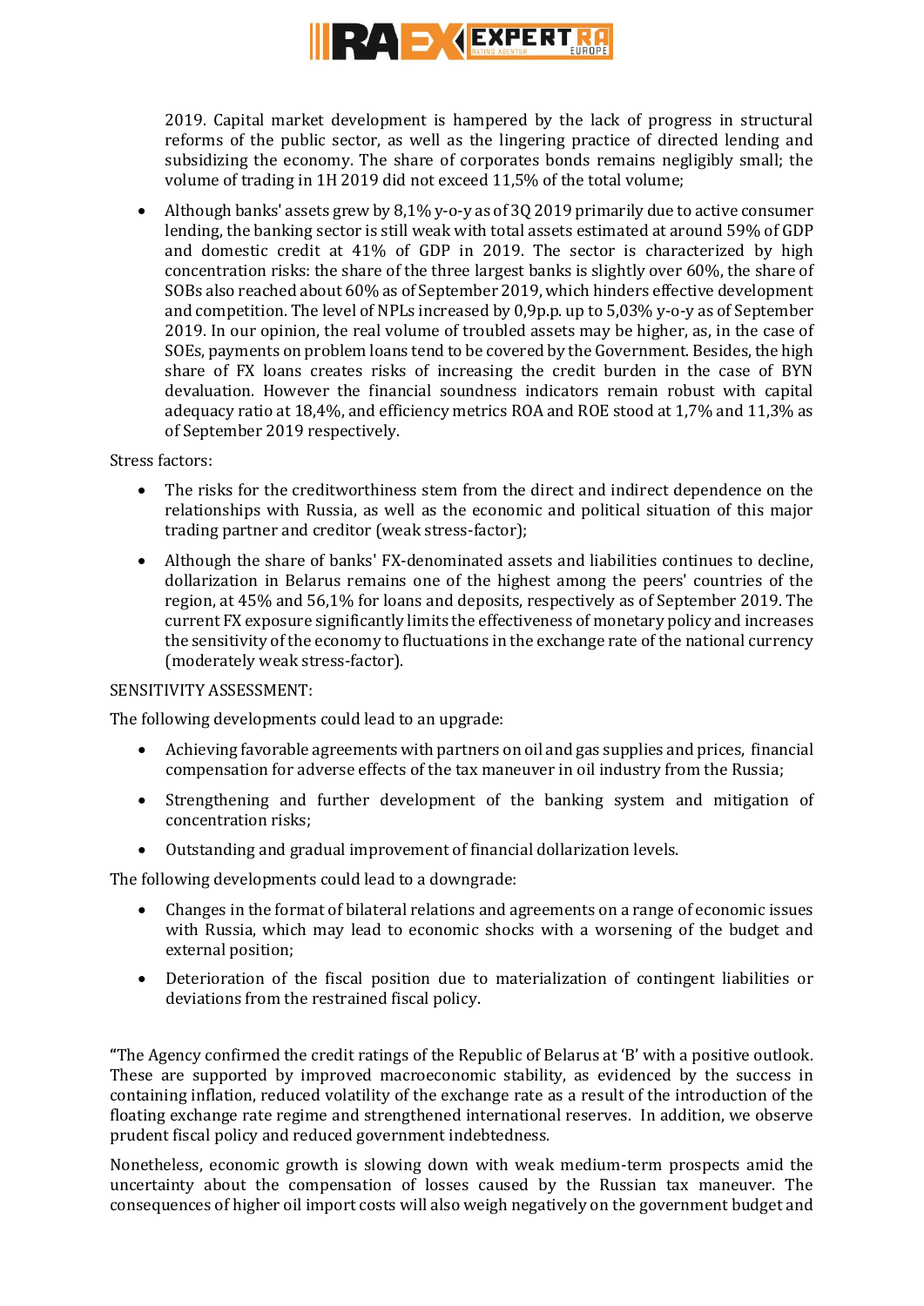2019. Capital market development is hampered by the lack of progress in structural reforms of the public sector, as well as the lingering practice of directed lending and subsidizing the economy. The share of corporates bonds remains negligibly small; the volume of trading in 1H 2019 did not exceed 11,5% of the total volume;

- Although banks' assets grew by 8,1% y-o-y as of 3Q 2019 primarily due to active consumer lending, the banking sector is still weak with total assets estimated at around 59% of GDP and domestic credit at 41% of GDP in 2019. The sector is characterized by high concentration risks: the share of the three largest banks is slightly over 60%, the share of SOBs also reached about 60% as of September 2019, which hinders effective development and competition. The level of NPLs increased by 0,9p.p. up to 5,03% y-o-y as of September 2019. In our opinion, the real volume of troubled assets may be higher, as, in the case of SOEs, payments on problem loans tend to be covered by the Government. Besides, the high share of FX loans creates risks of increasing the credit burden in the case of BYN devaluation. However the financial soundness indicators remain robust with capital adequacy ratio at 18,4%, and efficiency metrics ROA and ROE stood at 1,7% and 11,3% as of September 2019 respectively.

Stress factors:

- The risks for the creditworthiness stem from the direct and indirect dependence on the relationships with Russia, as well as the economic and political situation of this major trading partner and creditor (weak stress-factor);
- Although the share of banks' FX-denominated assets and liabilities continues to decline, dollarization in Belarus remains one of the highest among the peers' countries of the region, at 45% and 56,1% for loans and deposits, respectively as of September 2019. The current FX exposure significantly limits the effectiveness of monetary policy and increases the sensitivity of the economy to fluctuations in the exchange rate of the national currency (moderately weak stress-factor).

SENSITIVITY ASSESSMENT:

The following developments could lead to an upgrade:

- Achieving favorable agreements with partners on oil and gas supplies and prices, financial compensation for adverse effects of the tax maneuver in oil industry from the Russia;
- Strengthening and further development of the banking system and mitigation of concentration risks;
- Outstanding and gradual improvement of financial dollarization levels.

The following developments could lead to a downgrade:

- Changes in the format of bilateral relations and agreements on a range of economic issues with Russia, which may lead to economic shocks with a worsening of the budget and external position;
- Deterioration of the fiscal position due to materialization of contingent liabilities or deviations from the restrained fiscal policy.

"The Agency confirmed the credit ratings of the Republic of Belarus at 'B' with a positive outlook. These are supported by improved macroeconomic stability, as evidenced by the success in containing inflation, reduced volatility of the exchange rate as a result of the introduction of the floating exchange rate regime and strengthened international reserves. In addition, we observe prudent fiscal policy and reduced government indebtedness.

Nonetheless, economic growth is slowing down with weak medium-term prospects amid the uncertainty about the compensation of losses caused by the Russian tax maneuver. The consequences of higher oil import costs will also weigh negatively on the government budget and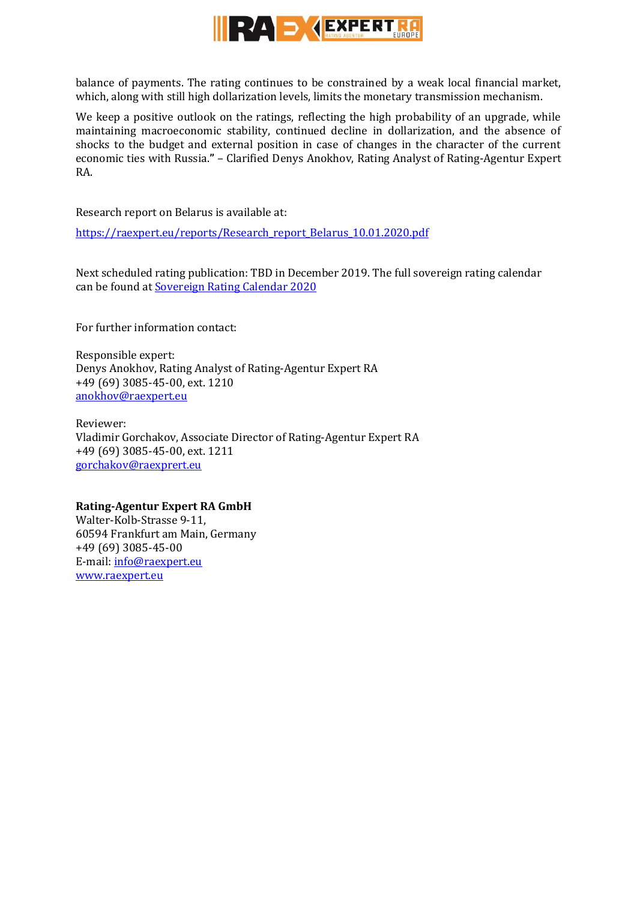balance of payments. The rating continues to be constrained by a weak local financial market, which, along with still high dollarization levels, limits the monetary transmission mechanism.

We keep a positive outlook on the ratings, reflecting the high probability of an upgrade, while maintaining macroeconomic stability, continued decline in dollarization, and the absence of shocks to the budget and external position in case of changes in the character of the current economic ties with Russia." – Clarified Denys Anokhov, Rating Analyst of Rating-Agentur Expert RA.

Research report on Belarus is available at:

https://raexpert.eu/reports/Research_report_Belarus_10.01.2020.pdf

Next scheduled rating publication: TBD in December 2019. The full sovereign rating calendar can be found at Sovereign Rating Calendar 2020

For further information contact:

Responsible expert:
Denys Anokhov, Rating Analyst of Rating-Agentur Expert RA
+49 (69) 3085-45-00, ext. 1210
anokhov@raexpert.eu

Reviewer:
Vladimir Gorchakov, Associate Director of Rating-Agentur Expert RA
+49 (69) 3085-45-00, ext. 1211
gorchakov@raexprert.eu

**Rating-Agentur Expert RA GmbH**
Walter-Kolb-Strasse 9-11,
60594 Frankfurt am Main, Germany
+49 (69) 3085-45-00
E-mail: info@raexpert.eu
www.raexpert.eu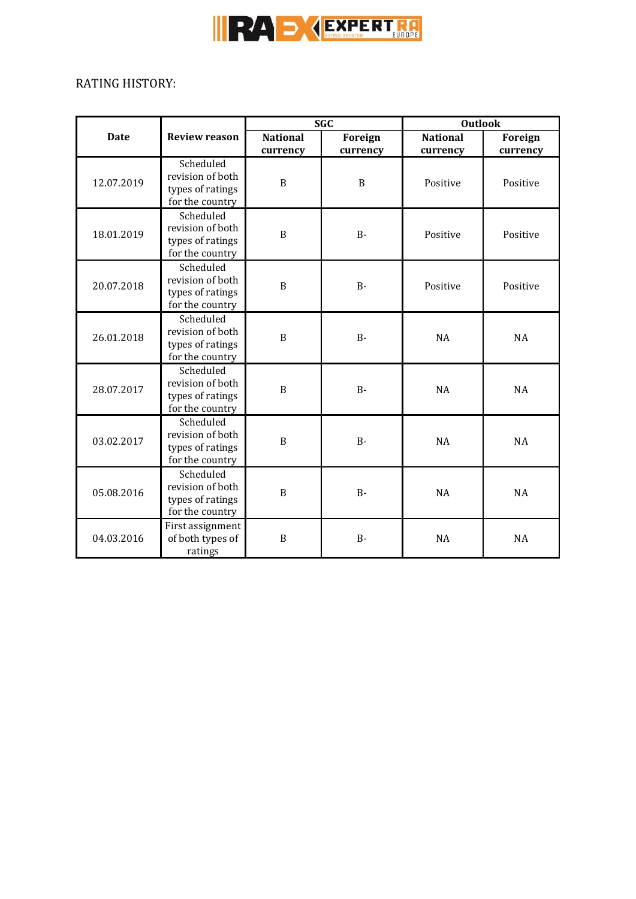RATING HISTORY:

| Date | Review reason | SGC | | Outlook | |
|---|---|---|---|---|---|
| | | National currency | Foreign currency | National currency | Foreign currency |
| 12.07.2019 | Scheduled revision of both types of ratings for the country | B | B | Positive | Positive |
| 18.01.2019 | Scheduled revision of both types of ratings for the country | B | B- | Positive | Positive |
| 20.07.2018 | Scheduled revision of both types of ratings for the country | B | B- | Positive | Positive |
| 26.01.2018 | Scheduled revision of both types of ratings for the country | B | B- | NA | NA |
| 28.07.2017 | Scheduled revision of both types of ratings for the country | B | B- | NA | NA |
| 03.02.2017 | Scheduled revision of both types of ratings for the country | B | B- | NA | NA |
| 05.08.2016 | Scheduled revision of both types of ratings for the country | B | B- | NA | NA |
| 04.03.2016 | First assignment of both types of ratings | B | B- | NA | NA |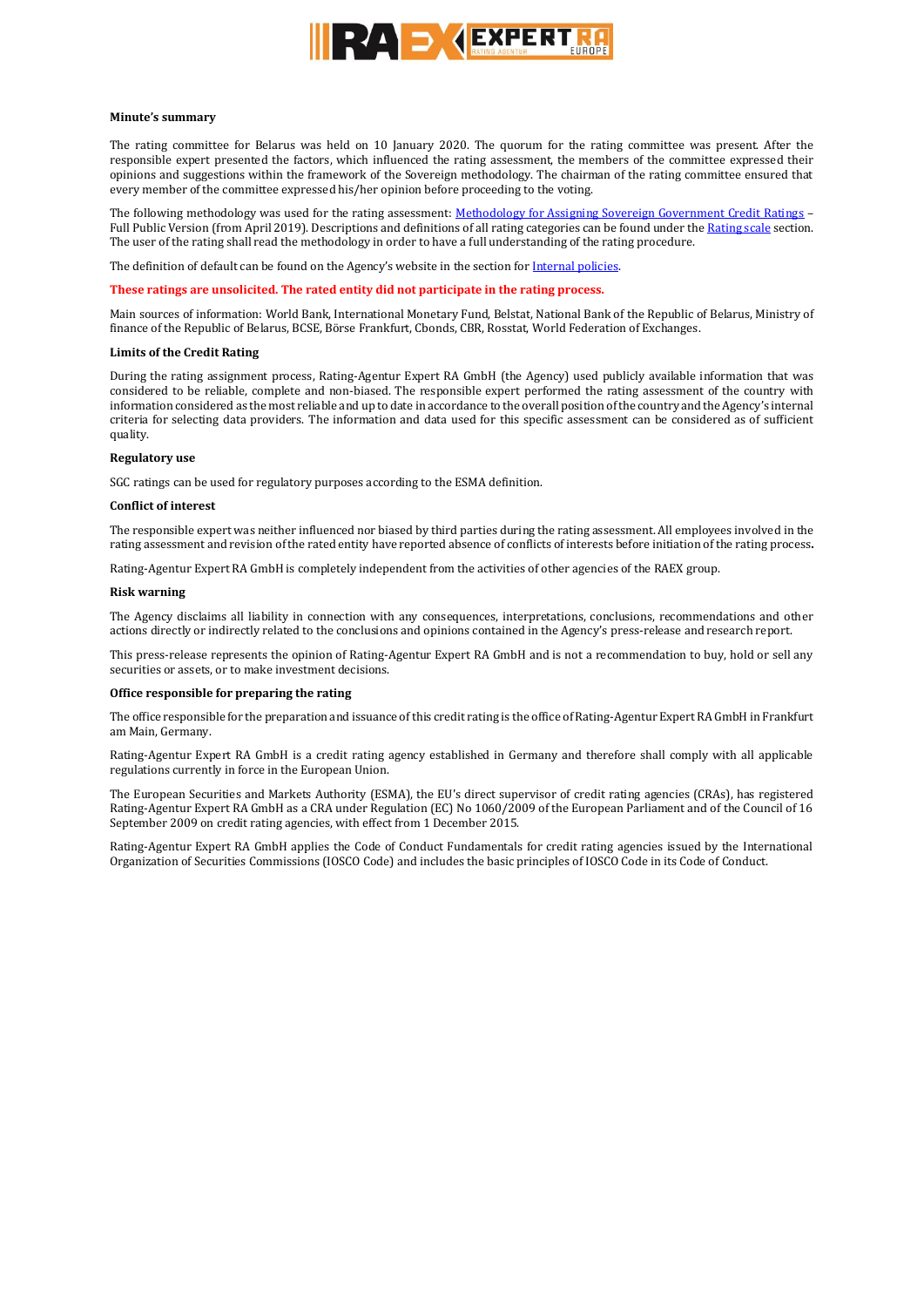**Minute's summary**

The rating committee for Belarus was held on 10 January 2020. The quorum for the rating committee was present. After the responsible expert presented the factors, which influenced the rating assessment, the members of the committee expressed their opinions and suggestions within the framework of the Sovereign methodology. The chairman of the rating committee ensured that every member of the committee expressed his/her opinion before proceeding to the voting.

The following methodology was used for the rating assessment: Methodology for Assigning Sovereign Government Credit Ratings – Full Public Version (from April 2019). Descriptions and definitions of all rating categories can be found under the Rating scale section. The user of the rating shall read the methodology in order to have a full understanding of the rating procedure.

The definition of default can be found on the Agency's website in the section for Internal policies.

**These ratings are unsolicited. The rated entity did not participate in the rating process.**

Main sources of information: World Bank, International Monetary Fund, Belstat, National Bank of the Republic of Belarus, Ministry of finance of the Republic of Belarus, BCSE, Börse Frankfurt, Cbonds, CBR, Rosstat, World Federation of Exchanges.

**Limits of the Credit Rating**

During the rating assignment process, Rating-Agentur Expert RA GmbH (the Agency) used publicly available information that was considered to be reliable, complete and non-biased. The responsible expert performed the rating assessment of the country with information considered as the most reliable and up to date in accordance to the overall position of the country and the Agency's internal criteria for selecting data providers. The information and data used for this specific assessment can be considered as of sufficient quality.

**Regulatory use**

SGC ratings can be used for regulatory purposes according to the ESMA definition.

**Conflict of interest**

The responsible expert was neither influenced nor biased by third parties during the rating assessment. All employees involved in the rating assessment and revision of the rated entity have reported absence of conflicts of interests before initiation of the rating process**.**

Rating-Agentur Expert RA GmbH is completely independent from the activities of other agencies of the RAEX group.

**Risk warning**

The Agency disclaims all liability in connection with any consequences, interpretations, conclusions, recommendations and other actions directly or indirectly related to the conclusions and opinions contained in the Agency's press-release and research report.

This press-release represents the opinion of Rating-Agentur Expert RA GmbH and is not a recommendation to buy, hold or sell any securities or assets, or to make investment decisions.

**Office responsible for preparing the rating**

The office responsible for the preparation and issuance of this credit rating is the office of Rating-Agentur Expert RA GmbH in Frankfurt am Main, Germany.

Rating-Agentur Expert RA GmbH is a credit rating agency established in Germany and therefore shall comply with all applicable regulations currently in force in the European Union.

The European Securities and Markets Authority (ESMA), the EU's direct supervisor of credit rating agencies (CRAs), has registered Rating-Agentur Expert RA GmbH as a CRA under Regulation (EC) No 1060/2009 of the European Parliament and of the Council of 16 September 2009 on credit rating agencies, with effect from 1 December 2015.

Rating-Agentur Expert RA GmbH applies the Code of Conduct Fundamentals for credit rating agencies issued by the International Organization of Securities Commissions (IOSCO Code) and includes the basic principles of IOSCO Code in its Code of Conduct.